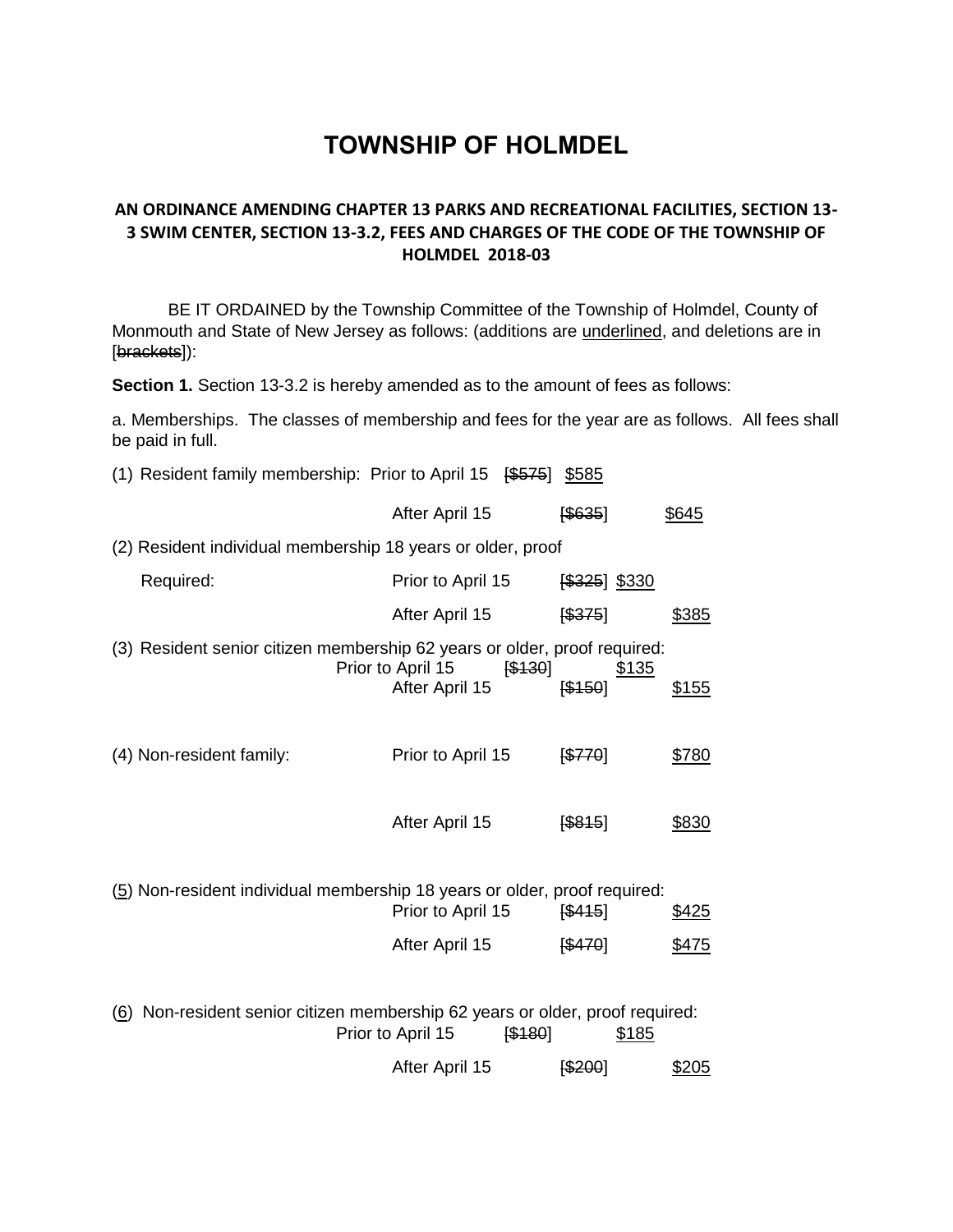# TOWNSHIP OF HOLMDEL

### AN ORDINANCE AMENDING CHAPTER 13 PARKS AND RECREATIONAL FACILITIES, SECTION 13-3 SWIM CENTER, SECTION 13-3.2, FEES AND CHARGES OF THE CODE OF THE TOWNSHIP OF HOLMDEL 2018-03

BE IT ORDAINED by the Township Committee of the Township of Holmdel, County of Monmouth and State of New Jersey as follows: (additions are <u>underlined</u>, and deletions are in [~~brackets~~]):

**Section 1.** Section 13-3.2 is hereby amended as to the amount of fees as follows:

a. Memberships. The classes of membership and fees for the year are as follows. All fees shall be paid in full.

(1) Resident family membership: Prior to April 15 [~~$575~~] <u>$585</u>

After April 15 [~~$635~~] <u>$645</u>

(2) Resident individual membership 18 years or older, proof Required:

Prior to April 15 [~~$325~~] $330

After April 15 [~~$375~~] <u>$385</u>

(3) Resident senior citizen membership 62 years or older, proof required:

Prior to April 15 [~~$130~~] <u>$135</u>

After April 15 [~~$150~~] <u>$155</u>

(4) Non-resident family: Prior to April 15 [~~$770~~] <u>$780</u>

After April 15 [~~$815~~] <u>$830</u>

(<u>5</u>) Non-resident individual membership 18 years or older, proof required:

Prior to April 15 [~~$415~~] <u>$425</u>

After April 15 [~~$470~~] <u>$475</u>

(<u>6</u>) Non-resident senior citizen membership 62 years or older, proof required:

Prior to April 15 [~~$180~~] <u>$185</u>

After April 15 [~~$200~~] <u>$205</u>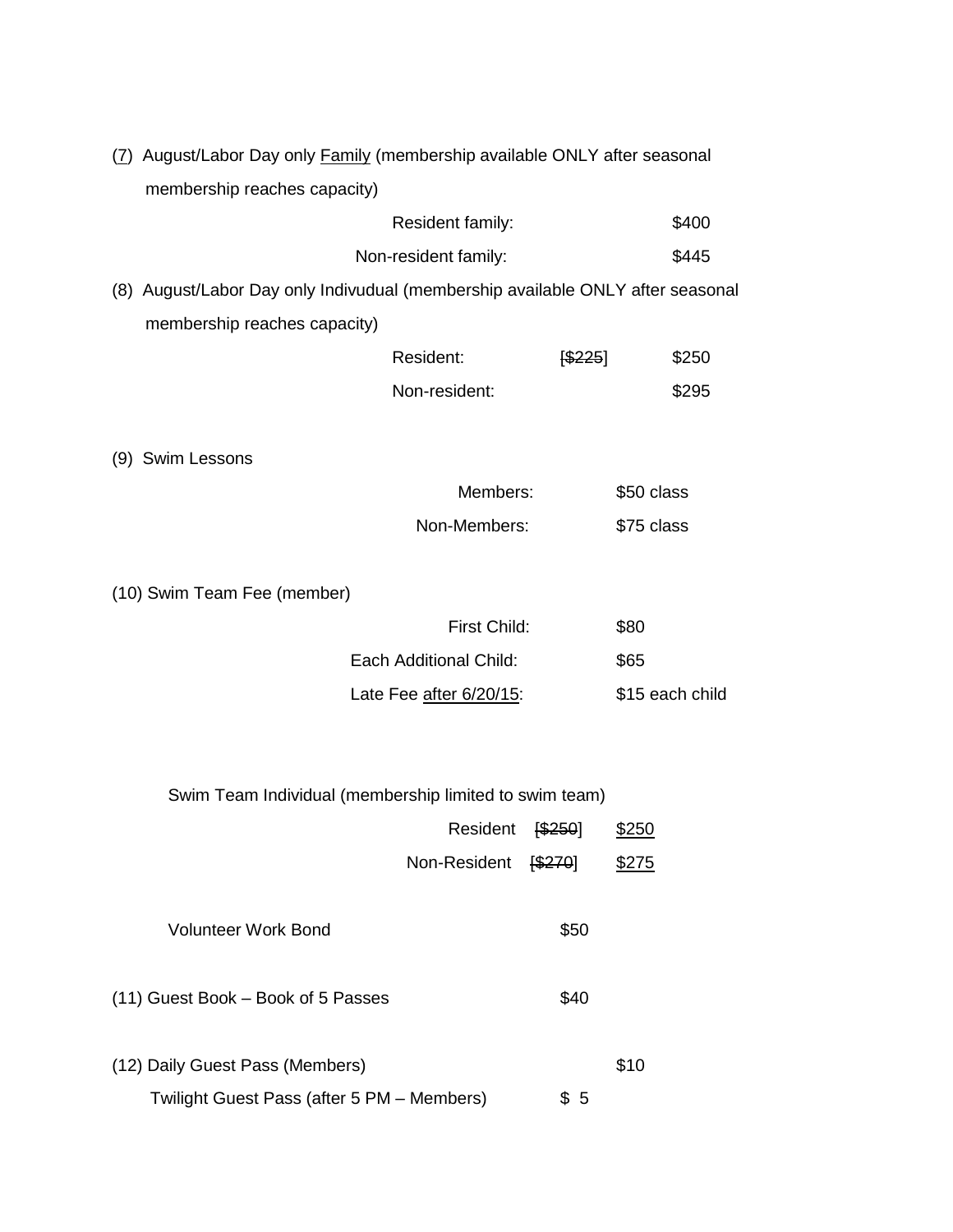(7) August/Labor Day only Family (membership available ONLY after seasonal membership reaches capacity)

| | | |
|---|---|---|
| Resident family: | | $400 |
| Non-resident family: | | $445 |

(8) August/Labor Day only Indivudual (membership available ONLY after seasonal membership reaches capacity)

| | | |
|---|---|---|
| Resident: | ~~[$225]~~ | $250 |
| Non-resident: | | $295 |

(9) Swim Lessons

| | |
|---|---|
| Members: | $50 class |
| Non-Members: | $75 class |

(10) Swim Team Fee (member)

| | |
|---|---|
| First Child: | $80 |
| Each Additional Child: | $65 |
| Late Fee after 6/20/15: | $15 each child |

Swim Team Individual (membership limited to swim team)

| | | |
|---|---|---|
| Resident | ~~[$250]~~ | $250 |
| Non-Resident | ~~[$270]~~ | $275 |

Volunteer Work Bond $50

(11) Guest Book – Book of 5 Passes $40

(12) Daily Guest Pass (Members) $10

Twilight Guest Pass (after 5 PM – Members) $ 5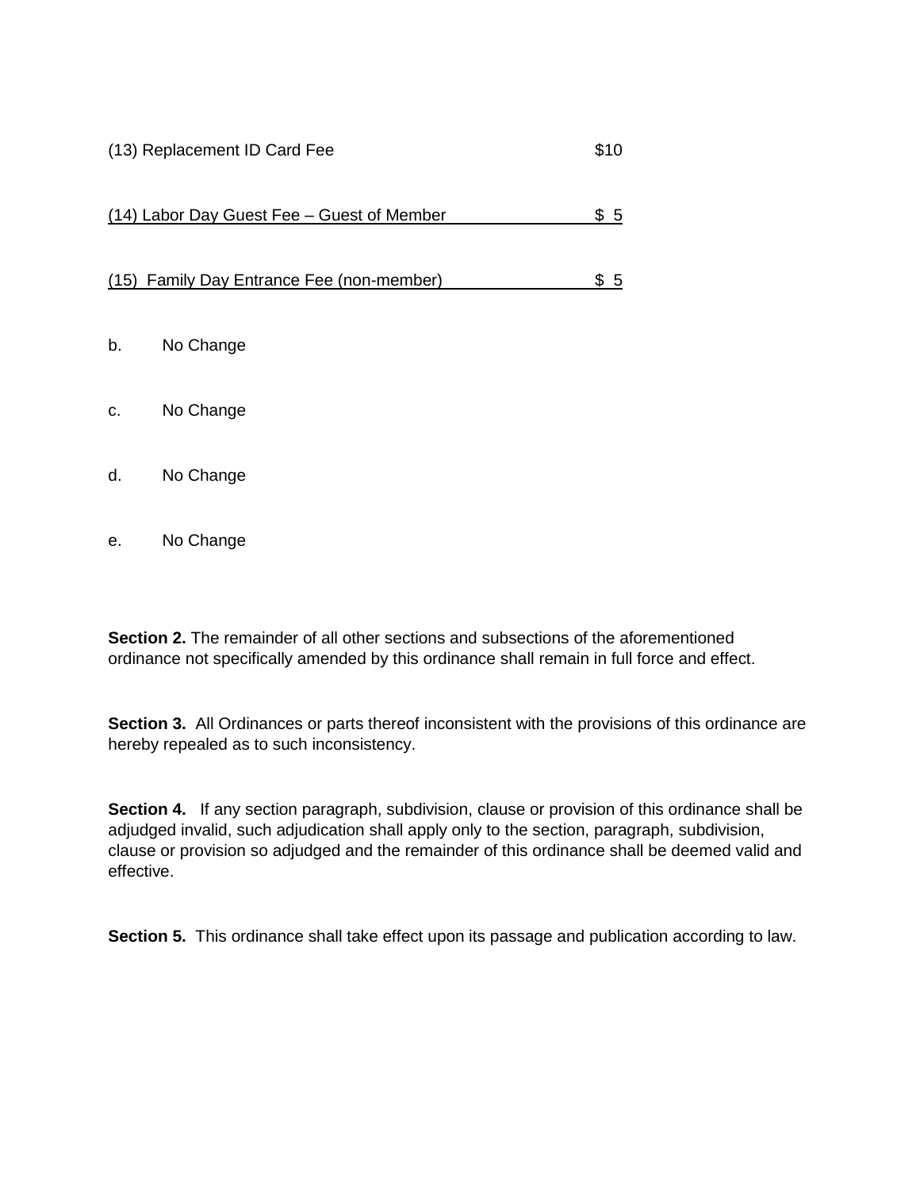(13) Replacement ID Card Fee $10

(14) Labor Day Guest Fee – Guest of Member $ 5

(15) Family Day Entrance Fee (non-member) $ 5

b. No Change

c. No Change

d. No Change

e. No Change

**Section 2.** The remainder of all other sections and subsections of the aforementioned ordinance not specifically amended by this ordinance shall remain in full force and effect.

**Section 3.** All Ordinances or parts thereof inconsistent with the provisions of this ordinance are hereby repealed as to such inconsistency.

**Section 4.** If any section paragraph, subdivision, clause or provision of this ordinance shall be adjudged invalid, such adjudication shall apply only to the section, paragraph, subdivision, clause or provision so adjudged and the remainder of this ordinance shall be deemed valid and effective.

**Section 5.** This ordinance shall take effect upon its passage and publication according to law.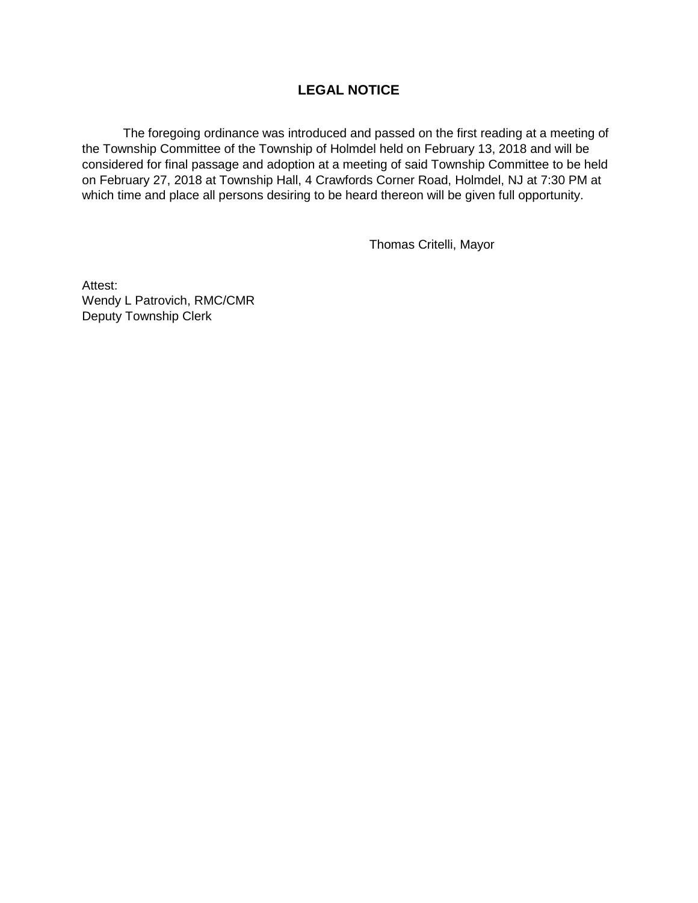## LEGAL NOTICE

The foregoing ordinance was introduced and passed on the first reading at a meeting of the Township Committee of the Township of Holmdel held on February 13, 2018 and will be considered for final passage and adoption at a meeting of said Township Committee to be held on February 27, 2018 at Township Hall, 4 Crawfords Corner Road, Holmdel, NJ at 7:30 PM at which time and place all persons desiring to be heard thereon will be given full opportunity.

Thomas Critelli, Mayor

Attest:
Wendy L Patrovich, RMC/CMR
Deputy Township Clerk